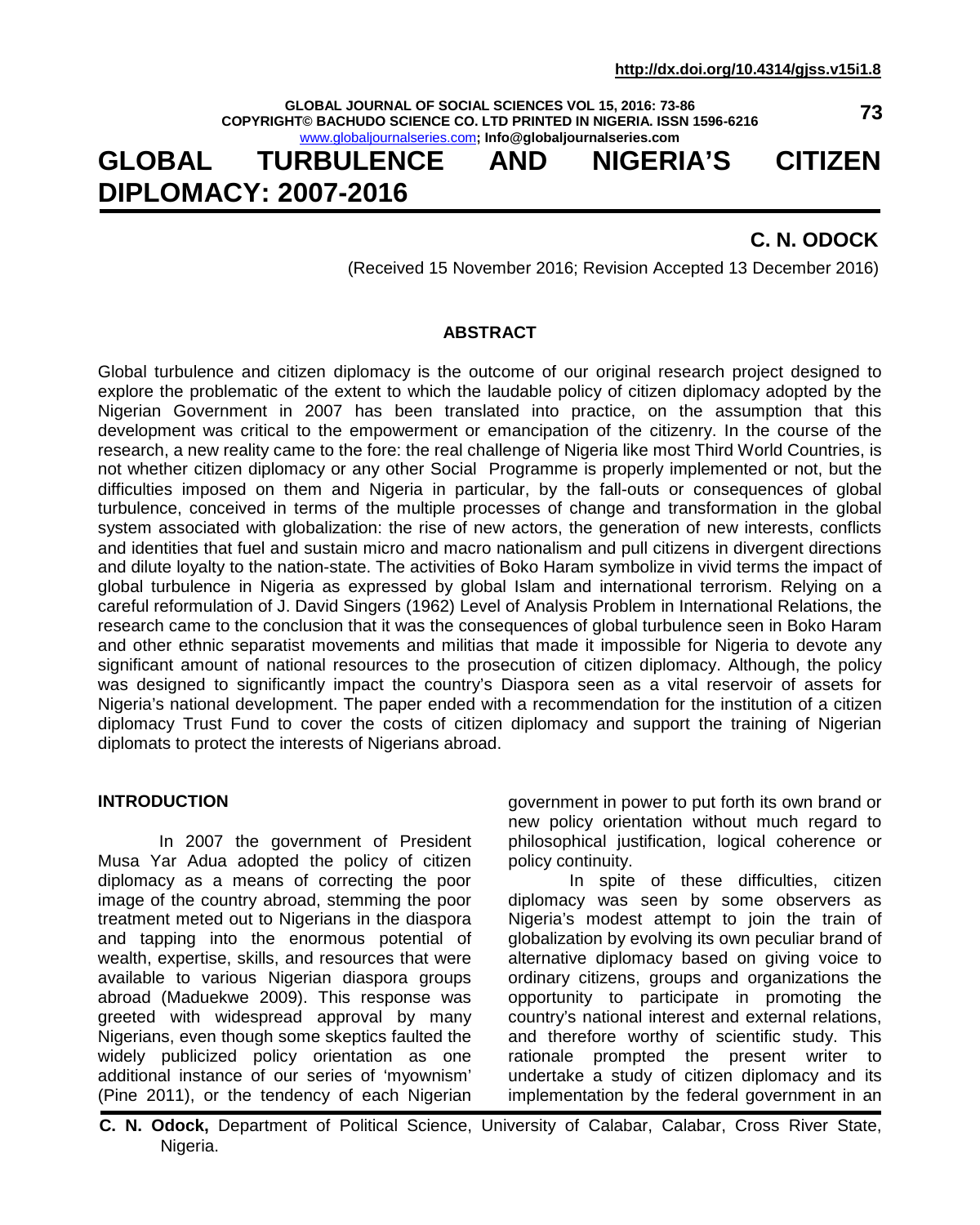# GLOBAL TURBULENCE AND NIGERIA'S CITIZEN DIPLOMACY: 2007-2016

**C. N. ODOCK**

(Received 15 November 2016; Revision Accepted 13 December 2016)

## ABSTRACT

Global turbulence and citizen diplomacy is the outcome of our original research project designed to explore the problematic of the extent to which the laudable policy of citizen diplomacy adopted by the Nigerian Government in 2007 has been translated into practice, on the assumption that this development was critical to the empowerment or emancipation of the citizenry. In the course of the research, a new reality came to the fore: the real challenge of Nigeria like most Third World Countries, is not whether citizen diplomacy or any other Social Programme is properly implemented or not, but the difficulties imposed on them and Nigeria in particular, by the fall-outs or consequences of global turbulence, conceived in terms of the multiple processes of change and transformation in the global system associated with globalization: the rise of new actors, the generation of new interests, conflicts and identities that fuel and sustain micro and macro nationalism and pull citizens in divergent directions and dilute loyalty to the nation-state. The activities of Boko Haram symbolize in vivid terms the impact of global turbulence in Nigeria as expressed by global Islam and international terrorism. Relying on a careful reformulation of J. David Singers (1962) Level of Analysis Problem in International Relations, the research came to the conclusion that it was the consequences of global turbulence seen in Boko Haram and other ethnic separatist movements and militias that made it impossible for Nigeria to devote any significant amount of national resources to the prosecution of citizen diplomacy. Although, the policy was designed to significantly impact the country's Diaspora seen as a vital reservoir of assets for Nigeria's national development. The paper ended with a recommendation for the institution of a citizen diplomacy Trust Fund to cover the costs of citizen diplomacy and support the training of Nigerian diplomats to protect the interests of Nigerians abroad.

## INTRODUCTION

In 2007 the government of President Musa Yar Adua adopted the policy of citizen diplomacy as a means of correcting the poor image of the country abroad, stemming the poor treatment meted out to Nigerians in the diaspora and tapping into the enormous potential of wealth, expertise, skills, and resources that were available to various Nigerian diaspora groups abroad (Maduekwe 2009). This response was greeted with widespread approval by many Nigerians, even though some skeptics faulted the widely publicized policy orientation as one additional instance of our series of 'myownism' (Pine 2011), or the tendency of each Nigerian government in power to put forth its own brand or new policy orientation without much regard to philosophical justification, logical coherence or policy continuity.

In spite of these difficulties, citizen diplomacy was seen by some observers as Nigeria's modest attempt to join the train of globalization by evolving its own peculiar brand of alternative diplomacy based on giving voice to ordinary citizens, groups and organizations the opportunity to participate in promoting the country's national interest and external relations, and therefore worthy of scientific study. This rationale prompted the present writer to undertake a study of citizen diplomacy and its implementation by the federal government in an

**C. N. Odock,** Department of Political Science, University of Calabar, Calabar, Cross River State, Nigeria.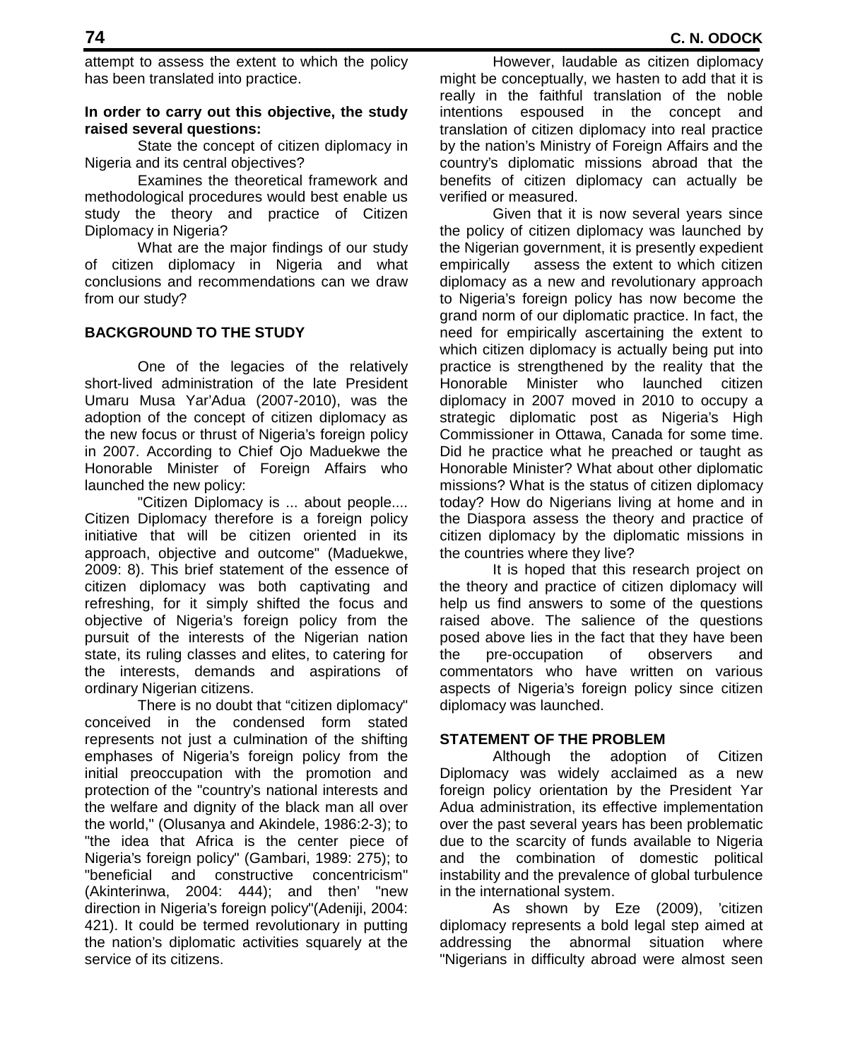attempt to assess the extent to which the policy has been translated into practice.

**In order to carry out this objective, the study raised several questions:**

State the concept of citizen diplomacy in Nigeria and its central objectives?

Examines the theoretical framework and methodological procedures would best enable us study the theory and practice of Citizen Diplomacy in Nigeria?

What are the major findings of our study of citizen diplomacy in Nigeria and what conclusions and recommendations can we draw from our study?

## BACKGROUND TO THE STUDY

One of the legacies of the relatively short-lived administration of the late President Umaru Musa Yar'Adua (2007-2010), was the adoption of the concept of citizen diplomacy as the new focus or thrust of Nigeria's foreign policy in 2007. According to Chief Ojo Maduekwe the Honorable Minister of Foreign Affairs who launched the new policy:

"Citizen Diplomacy is ... about people.... Citizen Diplomacy therefore is a foreign policy initiative that will be citizen oriented in its approach, objective and outcome" (Maduekwe, 2009: 8). This brief statement of the essence of citizen diplomacy was both captivating and refreshing, for it simply shifted the focus and objective of Nigeria's foreign policy from the pursuit of the interests of the Nigerian nation state, its ruling classes and elites, to catering for the interests, demands and aspirations of ordinary Nigerian citizens.

There is no doubt that "citizen diplomacy" conceived in the condensed form stated represents not just a culmination of the shifting emphases of Nigeria's foreign policy from the initial preoccupation with the promotion and protection of the "country's national interests and the welfare and dignity of the black man all over the world," (Olusanya and Akindele, 1986:2-3); to "the idea that Africa is the center piece of Nigeria's foreign policy" (Gambari, 1989: 275); to "beneficial and constructive concentricism" (Akinterinwa, 2004: 444); and then' "new direction in Nigeria's foreign policy"(Adeniji, 2004: 421). It could be termed revolutionary in putting the nation's diplomatic activities squarely at the service of its citizens.

However, laudable as citizen diplomacy might be conceptually, we hasten to add that it is really in the faithful translation of the noble intentions espoused in the concept and translation of citizen diplomacy into real practice by the nation's Ministry of Foreign Affairs and the country's diplomatic missions abroad that the benefits of citizen diplomacy can actually be verified or measured.

Given that it is now several years since the policy of citizen diplomacy was launched by the Nigerian government, it is presently expedient empirically assess the extent to which citizen diplomacy as a new and revolutionary approach to Nigeria's foreign policy has now become the grand norm of our diplomatic practice. In fact, the need for empirically ascertaining the extent to which citizen diplomacy is actually being put into practice is strengthened by the reality that the Honorable Minister who launched citizen diplomacy in 2007 moved in 2010 to occupy a strategic diplomatic post as Nigeria's High Commissioner in Ottawa, Canada for some time. Did he practice what he preached or taught as Honorable Minister? What about other diplomatic missions? What is the status of citizen diplomacy today? How do Nigerians living at home and in the Diaspora assess the theory and practice of citizen diplomacy by the diplomatic missions in the countries where they live?

It is hoped that this research project on the theory and practice of citizen diplomacy will help us find answers to some of the questions raised above. The salience of the questions posed above lies in the fact that they have been the pre-occupation of observers and commentators who have written on various aspects of Nigeria's foreign policy since citizen diplomacy was launched.

## STATEMENT OF THE PROBLEM

Although the adoption of Citizen Diplomacy was widely acclaimed as a new foreign policy orientation by the President Yar Adua administration, its effective implementation over the past several years has been problematic due to the scarcity of funds available to Nigeria and the combination of domestic political instability and the prevalence of global turbulence in the international system.

As shown by Eze (2009), 'citizen diplomacy represents a bold legal step aimed at addressing the abnormal situation where "Nigerians in difficulty abroad were almost seen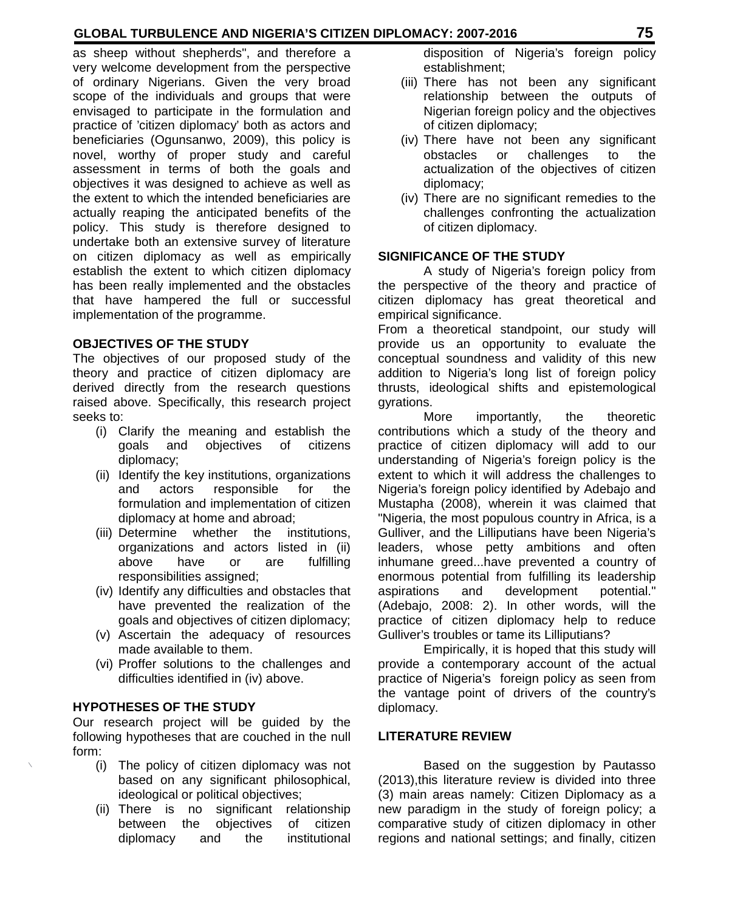as sheep without shepherds", and therefore a very welcome development from the perspective of ordinary Nigerians. Given the very broad scope of the individuals and groups that were envisaged to participate in the formulation and practice of 'citizen diplomacy' both as actors and beneficiaries (Ogunsanwo, 2009), this policy is novel, worthy of proper study and careful assessment in terms of both the goals and objectives it was designed to achieve as well as the extent to which the intended beneficiaries are actually reaping the anticipated benefits of the policy. This study is therefore designed to undertake both an extensive survey of literature on citizen diplomacy as well as empirically establish the extent to which citizen diplomacy has been really implemented and the obstacles that have hampered the full or successful implementation of the programme.

## OBJECTIVES OF THE STUDY

The objectives of our proposed study of the theory and practice of citizen diplomacy are derived directly from the research questions raised above. Specifically, this research project seeks to:

- (i) Clarify the meaning and establish the goals and objectives of citizens diplomacy;
- (ii) Identify the key institutions, organizations and actors responsible for the formulation and implementation of citizen diplomacy at home and abroad;
- (iii) Determine whether the institutions, organizations and actors listed in (ii) above have or are fulfilling responsibilities assigned;
- (iv) Identify any difficulties and obstacles that have prevented the realization of the goals and objectives of citizen diplomacy;
- (v) Ascertain the adequacy of resources made available to them.
- (vi) Proffer solutions to the challenges and difficulties identified in (iv) above.

## HYPOTHESES OF THE STUDY

Our research project will be guided by the following hypotheses that are couched in the null form:

- (i) The policy of citizen diplomacy was not based on any significant philosophical, ideological or political objectives;
- (ii) There is no significant relationship between the objectives of citizen diplomacy and the institutional disposition of Nigeria's foreign policy establishment;
- (iii) There has not been any significant relationship between the outputs of Nigerian foreign policy and the objectives of citizen diplomacy;
- (iv) There have not been any significant obstacles or challenges to the actualization of the objectives of citizen diplomacy;
- (iv) There are no significant remedies to the challenges confronting the actualization of citizen diplomacy.

## SIGNIFICANCE OF THE STUDY

A study of Nigeria's foreign policy from the perspective of the theory and practice of citizen diplomacy has great theoretical and empirical significance.

From a theoretical standpoint, our study will provide us an opportunity to evaluate the conceptual soundness and validity of this new addition to Nigeria's long list of foreign policy thrusts, ideological shifts and epistemological gyrations.

More importantly, the theoretic contributions which a study of the theory and practice of citizen diplomacy will add to our understanding of Nigeria's foreign policy is the extent to which it will address the challenges to Nigeria's foreign policy identified by Adebajo and Mustapha (2008), wherein it was claimed that "Nigeria, the most populous country in Africa, is a Gulliver, and the Lilliputians have been Nigeria's leaders, whose petty ambitions and often inhumane greed...have prevented a country of enormous potential from fulfilling its leadership aspirations and development potential." (Adebajo, 2008: 2). In other words, will the practice of citizen diplomacy help to reduce Gulliver's troubles or tame its Lilliputians?

Empirically, it is hoped that this study will provide a contemporary account of the actual practice of Nigeria's foreign policy as seen from the vantage point of drivers of the country's diplomacy.

## LITERATURE REVIEW

Based on the suggestion by Pautasso (2013),this literature review is divided into three (3) main areas namely: Citizen Diplomacy as a new paradigm in the study of foreign policy; a comparative study of citizen diplomacy in other regions and national settings; and finally, citizen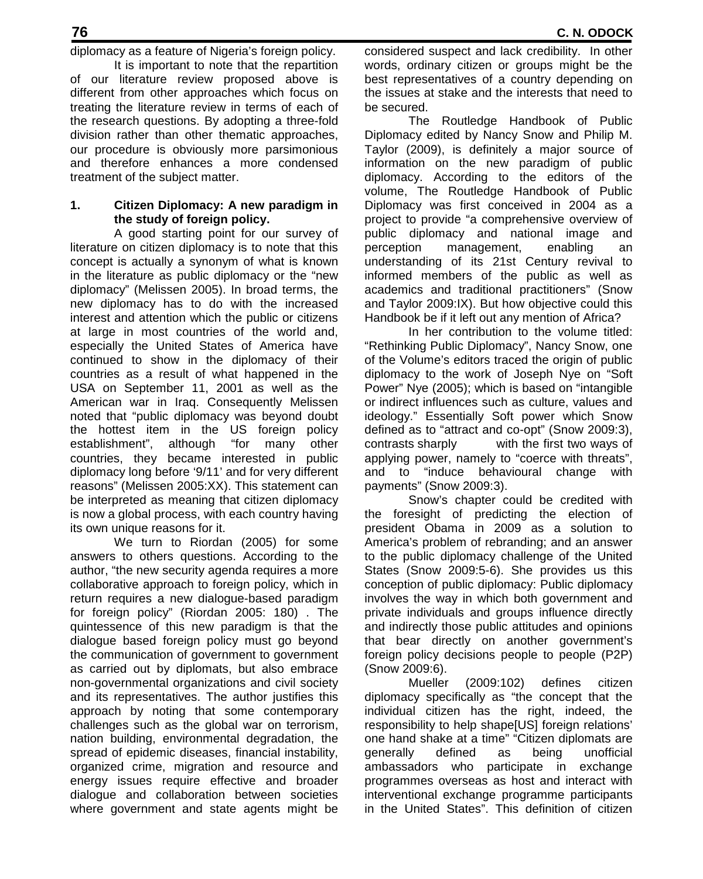diplomacy as a feature of Nigeria's foreign policy.

It is important to note that the repartition of our literature review proposed above is different from other approaches which focus on treating the literature review in terms of each of the research questions. By adopting a three-fold division rather than other thematic approaches, our procedure is obviously more parsimonious and therefore enhances a more condensed treatment of the subject matter.

## 1. Citizen Diplomacy: A new paradigm in the study of foreign policy.

A good starting point for our survey of literature on citizen diplomacy is to note that this concept is actually a synonym of what is known in the literature as public diplomacy or the "new diplomacy" (Melissen 2005). In broad terms, the new diplomacy has to do with the increased interest and attention which the public or citizens at large in most countries of the world and, especially the United States of America have continued to show in the diplomacy of their countries as a result of what happened in the USA on September 11, 2001 as well as the American war in Iraq. Consequently Melissen noted that "public diplomacy was beyond doubt the hottest item in the US foreign policy establishment", although "for many other countries, they became interested in public diplomacy long before '9/11' and for very different reasons" (Melissen 2005:XX). This statement can be interpreted as meaning that citizen diplomacy is now a global process, with each country having its own unique reasons for it.

We turn to Riordan (2005) for some answers to others questions. According to the author, "the new security agenda requires a more collaborative approach to foreign policy, which in return requires a new dialogue-based paradigm for foreign policy" (Riordan 2005: 180) . The quintessence of this new paradigm is that the dialogue based foreign policy must go beyond the communication of government to government as carried out by diplomats, but also embrace non-governmental organizations and civil society and its representatives. The author justifies this approach by noting that some contemporary challenges such as the global war on terrorism, nation building, environmental degradation, the spread of epidemic diseases, financial instability, organized crime, migration and resource and energy issues require effective and broader dialogue and collaboration between societies where government and state agents might be considered suspect and lack credibility. In other words, ordinary citizen or groups might be the best representatives of a country depending on the issues at stake and the interests that need to be secured.

The Routledge Handbook of Public Diplomacy edited by Nancy Snow and Philip M. Taylor (2009), is definitely a major source of information on the new paradigm of public diplomacy. According to the editors of the volume, The Routledge Handbook of Public Diplomacy was first conceived in 2004 as a project to provide "a comprehensive overview of public diplomacy and national image and perception management, enabling an understanding of its 21st Century revival to informed members of the public as well as academics and traditional practitioners" (Snow and Taylor 2009:IX). But how objective could this Handbook be if it left out any mention of Africa?

In her contribution to the volume titled: "Rethinking Public Diplomacy", Nancy Snow, one of the Volume's editors traced the origin of public diplomacy to the work of Joseph Nye on "Soft Power" Nye (2005); which is based on "intangible or indirect influences such as culture, values and ideology." Essentially Soft power which Snow defined as to "attract and co-opt" (Snow 2009:3), contrasts sharply with the first two ways of applying power, namely to "coerce with threats", and to "induce behavioural change with payments" (Snow 2009:3).

Snow's chapter could be credited with the foresight of predicting the election of president Obama in 2009 as a solution to America's problem of rebranding; and an answer to the public diplomacy challenge of the United States (Snow 2009:5-6). She provides us this conception of public diplomacy: Public diplomacy involves the way in which both government and private individuals and groups influence directly and indirectly those public attitudes and opinions that bear directly on another government's foreign policy decisions people to people (P2P) (Snow 2009:6).

Mueller (2009:102) defines citizen diplomacy specifically as "the concept that the individual citizen has the right, indeed, the responsibility to help shape[US] foreign relations' one hand shake at a time" "Citizen diplomats are generally defined as being unofficial ambassadors who participate in exchange programmes overseas as host and interact with interventional exchange programme participants in the United States". This definition of citizen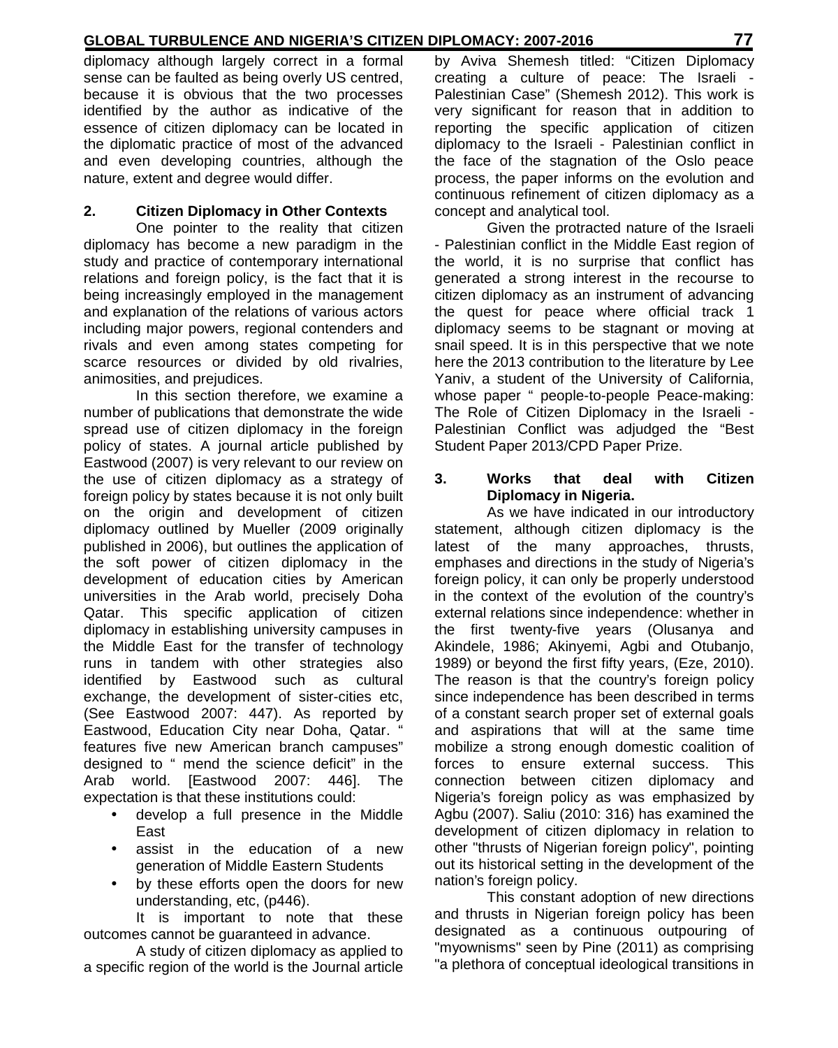diplomacy although largely correct in a formal sense can be faulted as being overly US centred, because it is obvious that the two processes identified by the author as indicative of the essence of citizen diplomacy can be located in the diplomatic practice of most of the advanced and even developing countries, although the nature, extent and degree would differ.

## 2. Citizen Diplomacy in Other Contexts

One pointer to the reality that citizen diplomacy has become a new paradigm in the study and practice of contemporary international relations and foreign policy, is the fact that it is being increasingly employed in the management and explanation of the relations of various actors including major powers, regional contenders and rivals and even among states competing for scarce resources or divided by old rivalries, animosities, and prejudices.

In this section therefore, we examine a number of publications that demonstrate the wide spread use of citizen diplomacy in the foreign policy of states. A journal article published by Eastwood (2007) is very relevant to our review on the use of citizen diplomacy as a strategy of foreign policy by states because it is not only built on the origin and development of citizen diplomacy outlined by Mueller (2009 originally published in 2006), but outlines the application of the soft power of citizen diplomacy in the development of education cities by American universities in the Arab world, precisely Doha Qatar. This specific application of citizen diplomacy in establishing university campuses in the Middle East for the transfer of technology runs in tandem with other strategies also identified by Eastwood such as cultural exchange, the development of sister-cities etc, (See Eastwood 2007: 447). As reported by Eastwood, Education City near Doha, Qatar. " features five new American branch campuses" designed to " mend the science deficit" in the Arab world. [Eastwood 2007: 446]. The expectation is that these institutions could:

- develop a full presence in the Middle East
- assist in the education of a new generation of Middle Eastern Students
- by these efforts open the doors for new understanding, etc, (p446).

It is important to note that these outcomes cannot be guaranteed in advance.

A study of citizen diplomacy as applied to a specific region of the world is the Journal article by Aviva Shemesh titled: "Citizen Diplomacy creating a culture of peace: The Israeli - Palestinian Case" (Shemesh 2012). This work is very significant for reason that in addition to reporting the specific application of citizen diplomacy to the Israeli - Palestinian conflict in the face of the stagnation of the Oslo peace process, the paper informs on the evolution and continuous refinement of citizen diplomacy as a concept and analytical tool.

Given the protracted nature of the Israeli - Palestinian conflict in the Middle East region of the world, it is no surprise that conflict has generated a strong interest in the recourse to citizen diplomacy as an instrument of advancing the quest for peace where official track 1 diplomacy seems to be stagnant or moving at snail speed. It is in this perspective that we note here the 2013 contribution to the literature by Lee Yaniv, a student of the University of California, whose paper " people-to-people Peace-making: The Role of Citizen Diplomacy in the Israeli - Palestinian Conflict was adjudged the "Best Student Paper 2013/CPD Paper Prize.

## 3. Works that deal with Citizen Diplomacy in Nigeria.

As we have indicated in our introductory statement, although citizen diplomacy is the latest of the many approaches, thrusts, emphases and directions in the study of Nigeria's foreign policy, it can only be properly understood in the context of the evolution of the country's external relations since independence: whether in the first twenty-five years (Olusanya and Akindele, 1986; Akinyemi, Agbi and Otubanjo, 1989) or beyond the first fifty years, (Eze, 2010). The reason is that the country's foreign policy since independence has been described in terms of a constant search proper set of external goals and aspirations that will at the same time mobilize a strong enough domestic coalition of forces to ensure external success. This connection between citizen diplomacy and Nigeria's foreign policy as was emphasized by Agbu (2007). Saliu (2010: 316) has examined the development of citizen diplomacy in relation to other "thrusts of Nigerian foreign policy", pointing out its historical setting in the development of the nation's foreign policy.

This constant adoption of new directions and thrusts in Nigerian foreign policy has been designated as a continuous outpouring of "myownisms" seen by Pine (2011) as comprising "a plethora of conceptual ideological transitions in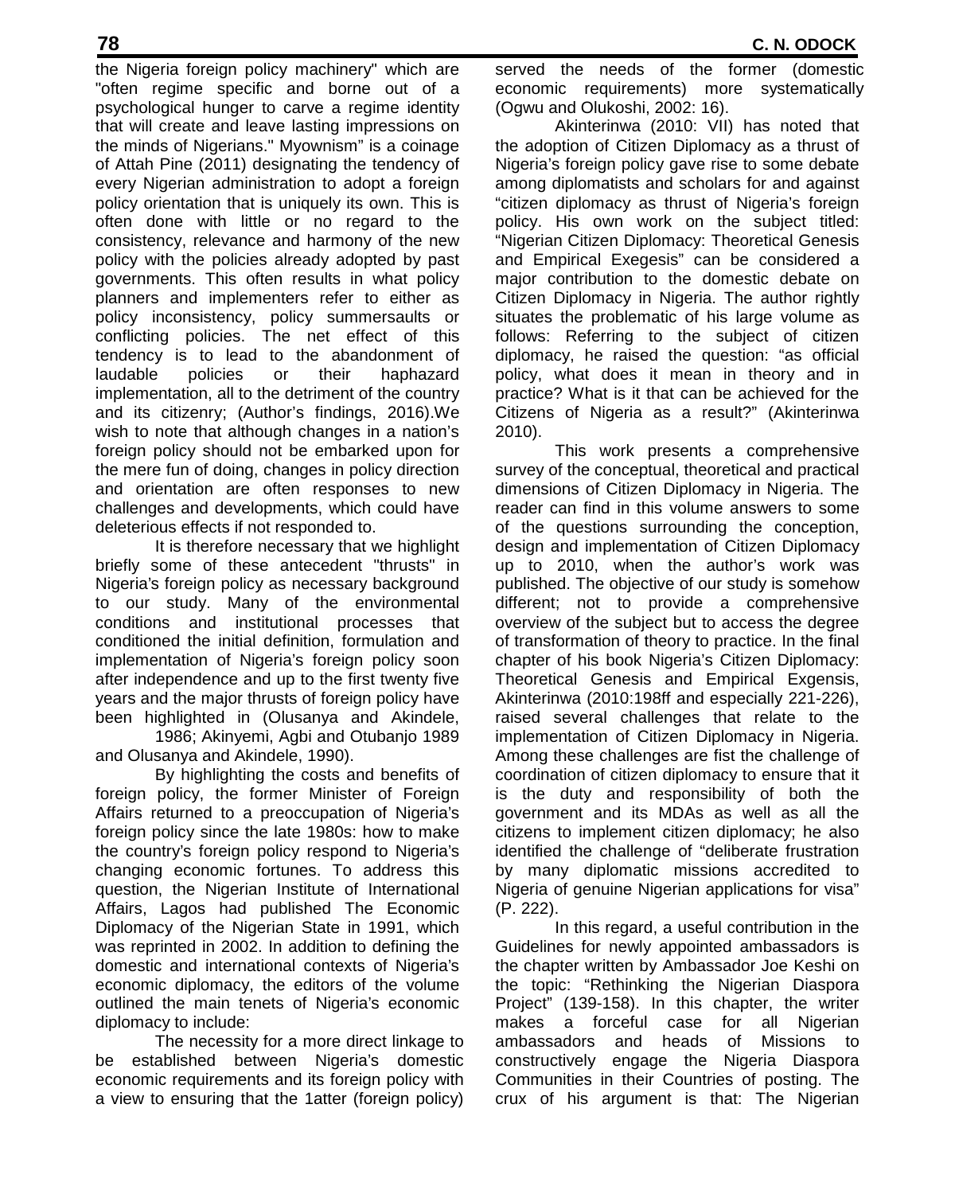the Nigeria foreign policy machinery" which are "often regime specific and borne out of a psychological hunger to carve a regime identity that will create and leave lasting impressions on the minds of Nigerians." Myownism" is a coinage of Attah Pine (2011) designating the tendency of every Nigerian administration to adopt a foreign policy orientation that is uniquely its own. This is often done with little or no regard to the consistency, relevance and harmony of the new policy with the policies already adopted by past governments. This often results in what policy planners and implementers refer to either as policy inconsistency, policy summersaults or conflicting policies. The net effect of this tendency is to lead to the abandonment of laudable policies or their haphazard implementation, all to the detriment of the country and its citizenry; (Author's findings, 2016).We wish to note that although changes in a nation's foreign policy should not be embarked upon for the mere fun of doing, changes in policy direction and orientation are often responses to new challenges and developments, which could have deleterious effects if not responded to.

It is therefore necessary that we highlight briefly some of these antecedent "thrusts" in Nigeria's foreign policy as necessary background to our study. Many of the environmental conditions and institutional processes that conditioned the initial definition, formulation and implementation of Nigeria's foreign policy soon after independence and up to the first twenty five years and the major thrusts of foreign policy have been highlighted in (Olusanya and Akindele, 1986; Akinyemi, Agbi and Otubanjo 1989 and Olusanya and Akindele, 1990).

By highlighting the costs and benefits of foreign policy, the former Minister of Foreign Affairs returned to a preoccupation of Nigeria's foreign policy since the late 1980s: how to make the country's foreign policy respond to Nigeria's changing economic fortunes. To address this question, the Nigerian Institute of International Affairs, Lagos had published The Economic Diplomacy of the Nigerian State in 1991, which was reprinted in 2002. In addition to defining the domestic and international contexts of Nigeria's economic diplomacy, the editors of the volume outlined the main tenets of Nigeria's economic diplomacy to include:

The necessity for a more direct linkage to be established between Nigeria's domestic economic requirements and its foreign policy with a view to ensuring that the 1atter (foreign policy) served the needs of the former (domestic economic requirements) more systematically (Ogwu and Olukoshi, 2002: 16).

Akinterinwa (2010: VII) has noted that the adoption of Citizen Diplomacy as a thrust of Nigeria's foreign policy gave rise to some debate among diplomatists and scholars for and against "citizen diplomacy as thrust of Nigeria's foreign policy. His own work on the subject titled: "Nigerian Citizen Diplomacy: Theoretical Genesis and Empirical Exegesis" can be considered a major contribution to the domestic debate on Citizen Diplomacy in Nigeria. The author rightly situates the problematic of his large volume as follows: Referring to the subject of citizen diplomacy, he raised the question: "as official policy, what does it mean in theory and in practice? What is it that can be achieved for the Citizens of Nigeria as a result?" (Akinterinwa 2010).

This work presents a comprehensive survey of the conceptual, theoretical and practical dimensions of Citizen Diplomacy in Nigeria. The reader can find in this volume answers to some of the questions surrounding the conception, design and implementation of Citizen Diplomacy up to 2010, when the author's work was published. The objective of our study is somehow different; not to provide a comprehensive overview of the subject but to access the degree of transformation of theory to practice. In the final chapter of his book Nigeria's Citizen Diplomacy: Theoretical Genesis and Empirical Exgensis, Akinterinwa (2010:198ff and especially 221-226), raised several challenges that relate to the implementation of Citizen Diplomacy in Nigeria. Among these challenges are fist the challenge of coordination of citizen diplomacy to ensure that it is the duty and responsibility of both the government and its MDAs as well as all the citizens to implement citizen diplomacy; he also identified the challenge of "deliberate frustration by many diplomatic missions accredited to Nigeria of genuine Nigerian applications for visa" (P. 222).

In this regard, a useful contribution in the Guidelines for newly appointed ambassadors is the chapter written by Ambassador Joe Keshi on the topic: "Rethinking the Nigerian Diaspora Project" (139-158). In this chapter, the writer makes a forceful case for all Nigerian ambassadors and heads of Missions to constructively engage the Nigeria Diaspora Communities in their Countries of posting. The crux of his argument is that: The Nigerian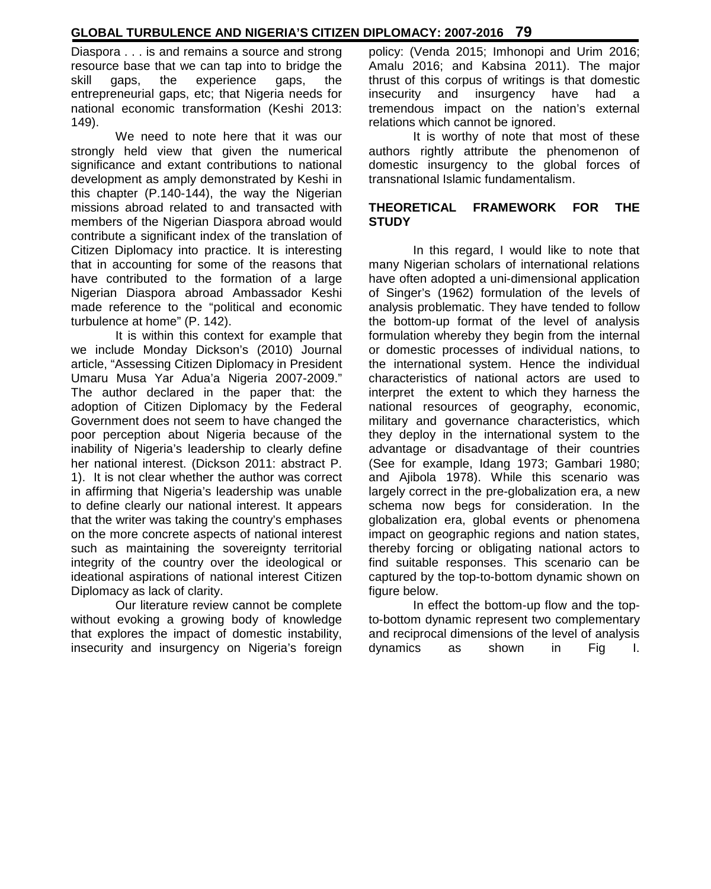Diaspora . . . is and remains a source and strong resource base that we can tap into to bridge the skill gaps, the experience gaps, the entrepreneurial gaps, etc; that Nigeria needs for national economic transformation (Keshi 2013: 149).

We need to note here that it was our strongly held view that given the numerical significance and extant contributions to national development as amply demonstrated by Keshi in this chapter (P.140-144), the way the Nigerian missions abroad related to and transacted with members of the Nigerian Diaspora abroad would contribute a significant index of the translation of Citizen Diplomacy into practice. It is interesting that in accounting for some of the reasons that have contributed to the formation of a large Nigerian Diaspora abroad Ambassador Keshi made reference to the "political and economic turbulence at home" (P. 142).

It is within this context for example that we include Monday Dickson's (2010) Journal article, "Assessing Citizen Diplomacy in President Umaru Musa Yar Adua'a Nigeria 2007-2009." The author declared in the paper that: the adoption of Citizen Diplomacy by the Federal Government does not seem to have changed the poor perception about Nigeria because of the inability of Nigeria's leadership to clearly define her national interest. (Dickson 2011: abstract P. 1). It is not clear whether the author was correct in affirming that Nigeria's leadership was unable to define clearly our national interest. It appears that the writer was taking the country's emphases on the more concrete aspects of national interest such as maintaining the sovereignty territorial integrity of the country over the ideological or ideational aspirations of national interest Citizen Diplomacy as lack of clarity.

Our literature review cannot be complete without evoking a growing body of knowledge that explores the impact of domestic instability, insecurity and insurgency on Nigeria's foreign policy: (Venda 2015; Imhonopi and Urim 2016; Amalu 2016; and Kabsina 2011). The major thrust of this corpus of writings is that domestic insecurity and insurgency have had a tremendous impact on the nation's external relations which cannot be ignored.

It is worthy of note that most of these authors rightly attribute the phenomenon of domestic insurgency to the global forces of transnational Islamic fundamentalism.

## THEORETICAL FRAMEWORK FOR THE STUDY

In this regard, I would like to note that many Nigerian scholars of international relations have often adopted a uni-dimensional application of Singer's (1962) formulation of the levels of analysis problematic. They have tended to follow the bottom-up format of the level of analysis formulation whereby they begin from the internal or domestic processes of individual nations, to the international system. Hence the individual characteristics of national actors are used to interpret the extent to which they harness the national resources of geography, economic, military and governance characteristics, which they deploy in the international system to the advantage or disadvantage of their countries (See for example, Idang 1973; Gambari 1980; and Ajibola 1978). While this scenario was largely correct in the pre-globalization era, a new schema now begs for consideration. In the globalization era, global events or phenomena impact on geographic regions and nation states, thereby forcing or obligating national actors to find suitable responses. This scenario can be captured by the top-to-bottom dynamic shown on figure below.

In effect the bottom-up flow and the top-to-bottom dynamic represent two complementary and reciprocal dimensions of the level of analysis dynamics as shown in Fig I.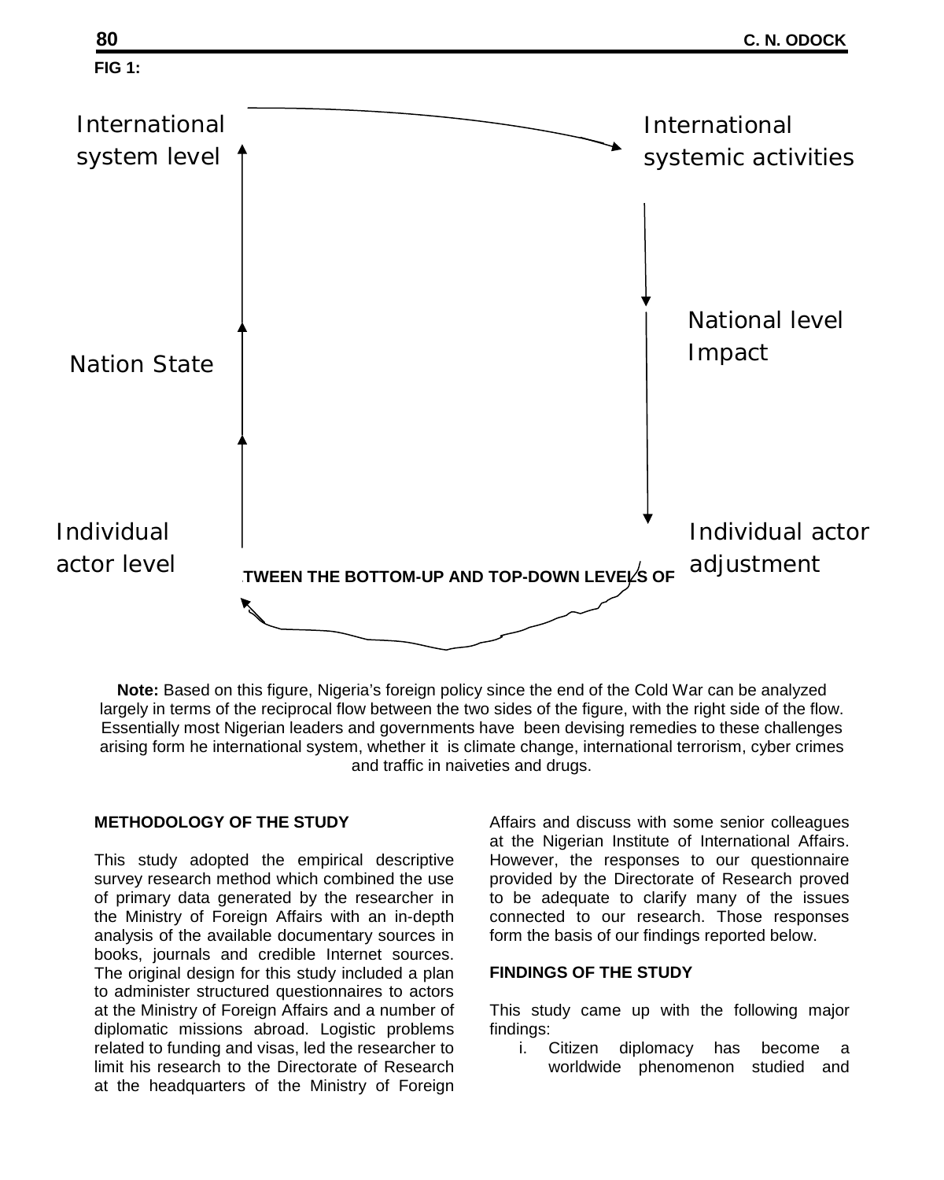FIG 1:

International system level

International systemic activities

National level Impact

Nation State

Individual actor level

Individual actor adjustment

TWEEN THE BOTTOM-UP AND TOP-DOWN LEVELS OF

**Note:** Based on this figure, Nigeria's foreign policy since the end of the Cold War can be analyzed largely in terms of the reciprocal flow between the two sides of the figure, with the right side of the flow. Essentially most Nigerian leaders and governments have been devising remedies to these challenges arising form he international system, whether it is climate change, international terrorism, cyber crimes and traffic in naiveties and drugs.

## METHODOLOGY OF THE STUDY

This study adopted the empirical descriptive survey research method which combined the use of primary data generated by the researcher in the Ministry of Foreign Affairs with an in-depth analysis of the available documentary sources in books, journals and credible Internet sources. The original design for this study included a plan to administer structured questionnaires to actors at the Ministry of Foreign Affairs and a number of diplomatic missions abroad. Logistic problems related to funding and visas, led the researcher to limit his research to the Directorate of Research at the headquarters of the Ministry of Foreign Affairs and discuss with some senior colleagues at the Nigerian Institute of International Affairs. However, the responses to our questionnaire provided by the Directorate of Research proved to be adequate to clarify many of the issues connected to our research. Those responses form the basis of our findings reported below.

## FINDINGS OF THE STUDY

This study came up with the following major findings:

i. Citizen diplomacy has become a worldwide phenomenon studied and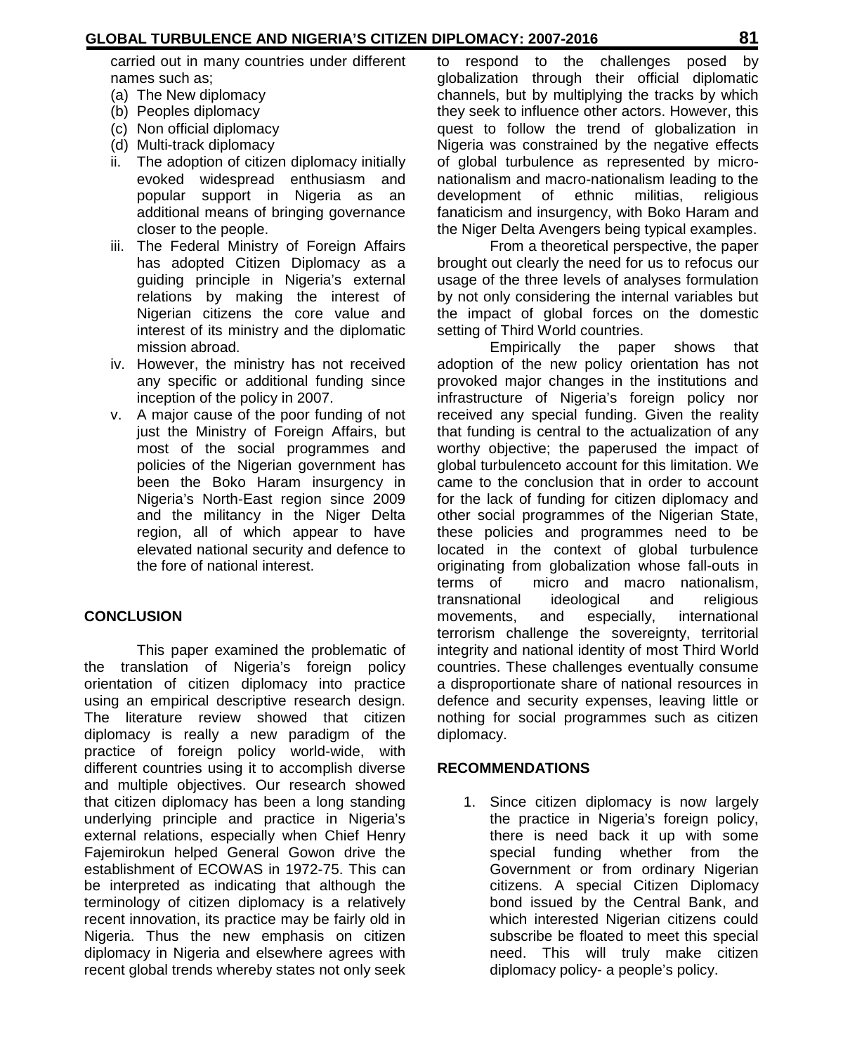carried out in many countries under different names such as;

(a) The New diplomacy
(b) Peoples diplomacy
(c) Non official diplomacy
(d) Multi-track diplomacy

ii. The adoption of citizen diplomacy initially evoked widespread enthusiasm and popular support in Nigeria as an additional means of bringing governance closer to the people.

iii. The Federal Ministry of Foreign Affairs has adopted Citizen Diplomacy as a guiding principle in Nigeria's external relations by making the interest of Nigerian citizens the core value and interest of its ministry and the diplomatic mission abroad.

iv. However, the ministry has not received any specific or additional funding since inception of the policy in 2007.

v. A major cause of the poor funding of not just the Ministry of Foreign Affairs, but most of the social programmes and policies of the Nigerian government has been the Boko Haram insurgency in Nigeria's North-East region since 2009 and the militancy in the Niger Delta region, all of which appear to have elevated national security and defence to the fore of national interest.

## CONCLUSION

This paper examined the problematic of the translation of Nigeria's foreign policy orientation of citizen diplomacy into practice using an empirical descriptive research design. The literature review showed that citizen diplomacy is really a new paradigm of the practice of foreign policy world-wide, with different countries using it to accomplish diverse and multiple objectives. Our research showed that citizen diplomacy has been a long standing underlying principle and practice in Nigeria's external relations, especially when Chief Henry Fajemirokun helped General Gowon drive the establishment of ECOWAS in 1972-75. This can be interpreted as indicating that although the terminology of citizen diplomacy is a relatively recent innovation, its practice may be fairly old in Nigeria. Thus the new emphasis on citizen diplomacy in Nigeria and elsewhere agrees with recent global trends whereby states not only seek to respond to the challenges posed by globalization through their official diplomatic channels, but by multiplying the tracks by which they seek to influence other actors. However, this quest to follow the trend of globalization in Nigeria was constrained by the negative effects of global turbulence as represented by micro-nationalism and macro-nationalism leading to the development of ethnic militias, religious fanaticism and insurgency, with Boko Haram and the Niger Delta Avengers being typical examples.

From a theoretical perspective, the paper brought out clearly the need for us to refocus our usage of the three levels of analyses formulation by not only considering the internal variables but the impact of global forces on the domestic setting of Third World countries.

Empirically the paper shows that adoption of the new policy orientation has not provoked major changes in the institutions and infrastructure of Nigeria's foreign policy nor received any special funding. Given the reality that funding is central to the actualization of any worthy objective; the paperused the impact of global turbulenceto account for this limitation. We came to the conclusion that in order to account for the lack of funding for citizen diplomacy and other social programmes of the Nigerian State, these policies and programmes need to be located in the context of global turbulence originating from globalization whose fall-outs in terms of micro and macro nationalism, transnational ideological and religious movements, and especially, international terrorism challenge the sovereignty, territorial integrity and national identity of most Third World countries. These challenges eventually consume a disproportionate share of national resources in defence and security expenses, leaving little or nothing for social programmes such as citizen diplomacy.

## RECOMMENDATIONS

1. Since citizen diplomacy is now largely the practice in Nigeria's foreign policy, there is need back it up with some special funding whether from the Government or from ordinary Nigerian citizens. A special Citizen Diplomacy bond issued by the Central Bank, and which interested Nigerian citizens could subscribe be floated to meet this special need. This will truly make citizen diplomacy policy- a people's policy.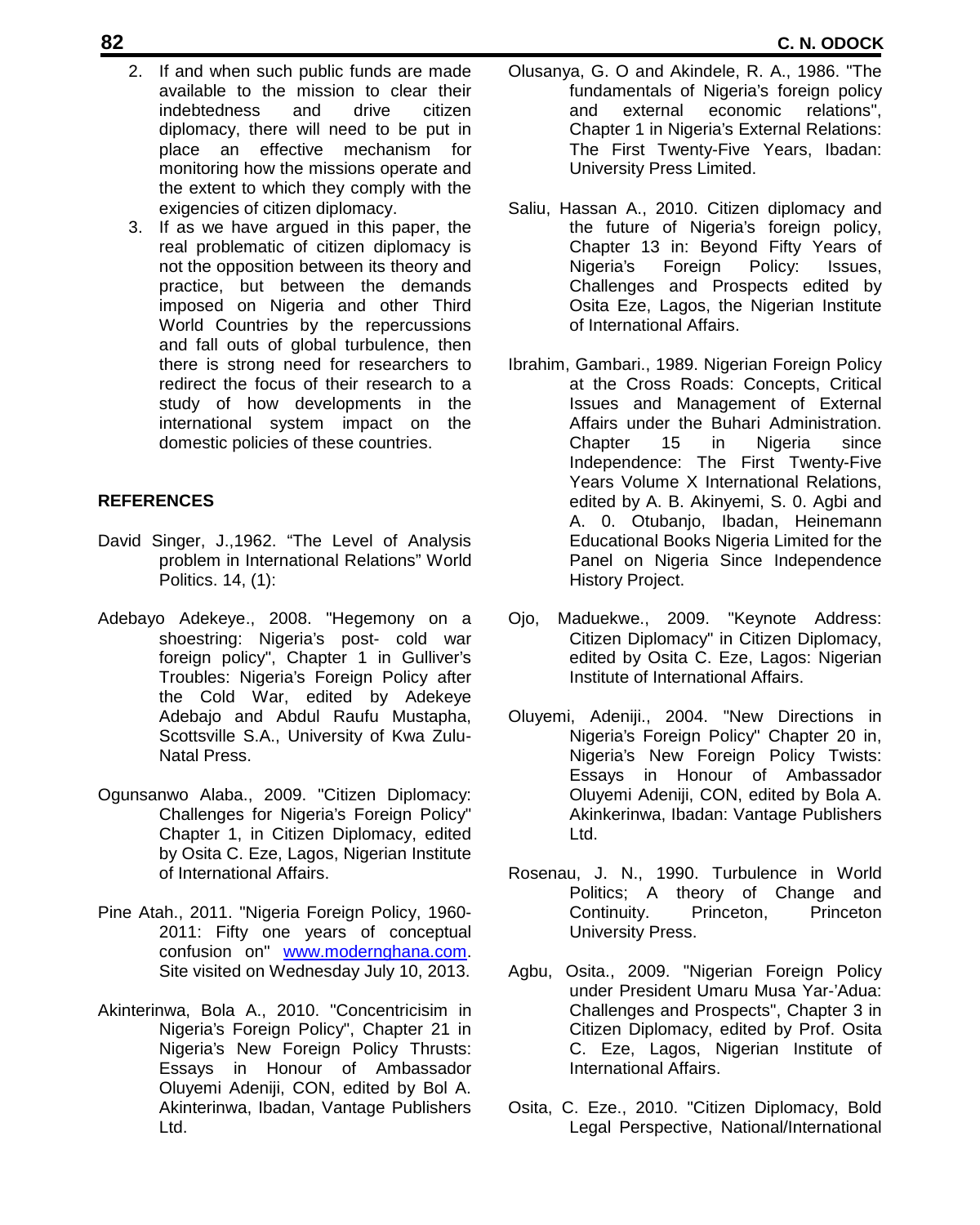2. If and when such public funds are made available to the mission to clear their indebtedness and drive citizen diplomacy, there will need to be put in place an effective mechanism for monitoring how the missions operate and the extent to which they comply with the exigencies of citizen diplomacy.
3. If as we have argued in this paper, the real problematic of citizen diplomacy is not the opposition between its theory and practice, but between the demands imposed on Nigeria and other Third World Countries by the repercussions and fall outs of global turbulence, then there is strong need for researchers to redirect the focus of their research to a study of how developments in the international system impact on the domestic policies of these countries.

## REFERENCES

David Singer, J.,1962. "The Level of Analysis problem in International Relations" World Politics. 14, (1):

Adebayo Adekeye., 2008. "Hegemony on a shoestring: Nigeria's post- cold war foreign policy", Chapter 1 in Gulliver's Troubles: Nigeria's Foreign Policy after the Cold War, edited by Adekeye Adebajo and Abdul Raufu Mustapha, Scottsville S.A., University of Kwa Zulu-Natal Press.

Ogunsanwo Alaba., 2009. "Citizen Diplomacy: Challenges for Nigeria's Foreign Policy" Chapter 1, in Citizen Diplomacy, edited by Osita C. Eze, Lagos, Nigerian Institute of International Affairs.

Pine Atah., 2011. "Nigeria Foreign Policy, 1960-2011: Fifty one years of conceptual confusion on" www.modernghana.com. Site visited on Wednesday July 10, 2013.

Akinterinwa, Bola A., 2010. "Concentricisim in Nigeria's Foreign Policy", Chapter 21 in Nigeria's New Foreign Policy Thrusts: Essays in Honour of Ambassador Oluyemi Adeniji, CON, edited by Bol A. Akinterinwa, Ibadan, Vantage Publishers Ltd.

Olusanya, G. O and Akindele, R. A., 1986. "The fundamentals of Nigeria's foreign policy and external economic relations", Chapter 1 in Nigeria's External Relations: The First Twenty-Five Years, Ibadan: University Press Limited.

Saliu, Hassan A., 2010. Citizen diplomacy and the future of Nigeria's foreign policy, Chapter 13 in: Beyond Fifty Years of Nigeria's Foreign Policy: Issues, Challenges and Prospects edited by Osita Eze, Lagos, the Nigerian Institute of International Affairs.

Ibrahim, Gambari., 1989. Nigerian Foreign Policy at the Cross Roads: Concepts, Critical Issues and Management of External Affairs under the Buhari Administration. Chapter 15 in Nigeria since Independence: The First Twenty-Five Years Volume X International Relations, edited by A. B. Akinyemi, S. 0. Agbi and A. 0. Otubanjo, Ibadan, Heinemann Educational Books Nigeria Limited for the Panel on Nigeria Since Independence History Project.

Ojo, Maduekwe., 2009. "Keynote Address: Citizen Diplomacy" in Citizen Diplomacy, edited by Osita C. Eze, Lagos: Nigerian Institute of International Affairs.

Oluyemi, Adeniji., 2004. "New Directions in Nigeria's Foreign Policy" Chapter 20 in, Nigeria's New Foreign Policy Twists: Essays in Honour of Ambassador Oluyemi Adeniji, CON, edited by Bola A. Akinkerinwa, Ibadan: Vantage Publishers Ltd.

Rosenau, J. N., 1990. Turbulence in World Politics; A theory of Change and Continuity. Princeton, Princeton University Press.

Agbu, Osita., 2009. "Nigerian Foreign Policy under President Umaru Musa Yar-'Adua: Challenges and Prospects", Chapter 3 in Citizen Diplomacy, edited by Prof. Osita C. Eze, Lagos, Nigerian Institute of International Affairs.

Osita, C. Eze., 2010. "Citizen Diplomacy, Bold Legal Perspective, National/International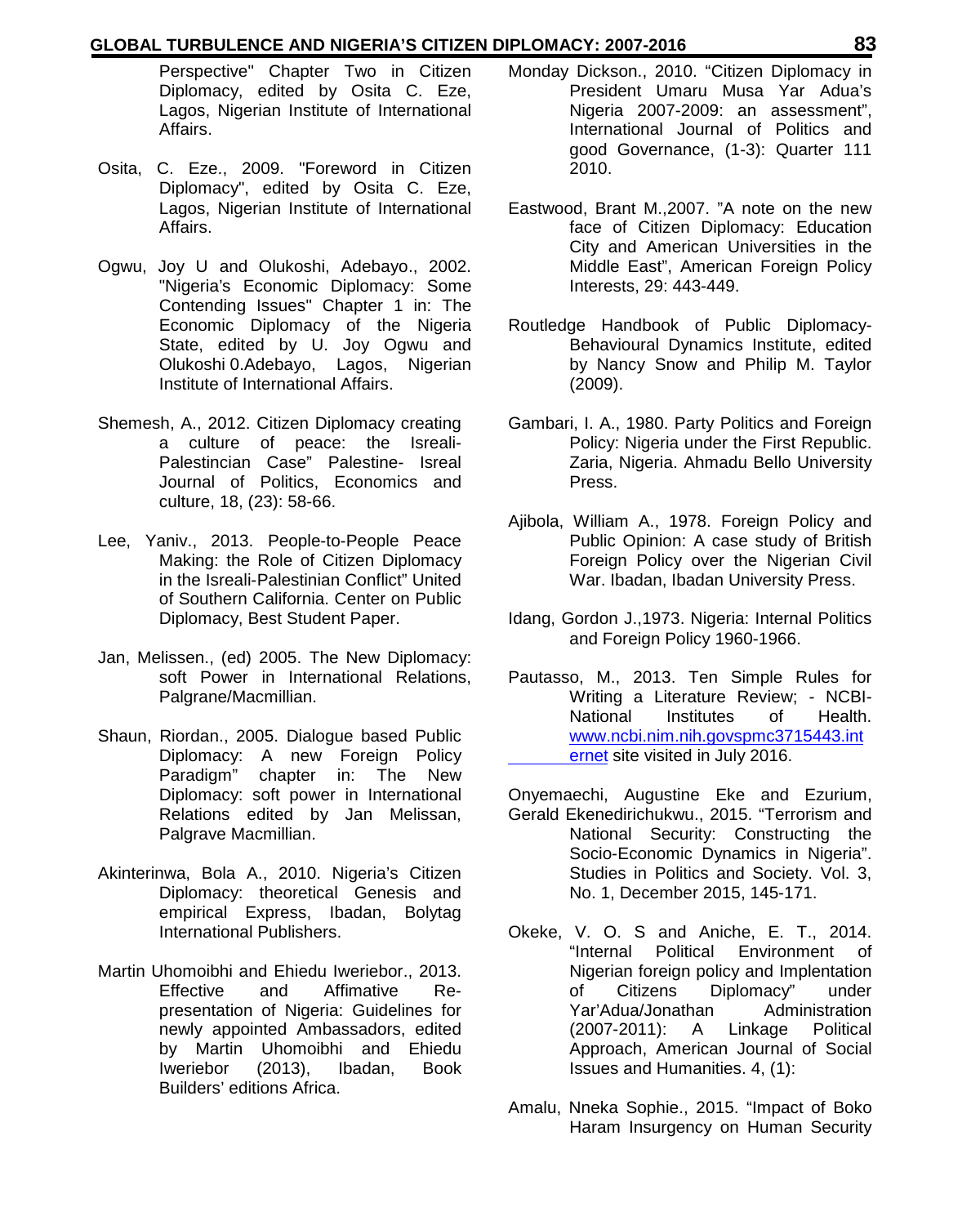Perspective" Chapter Two in Citizen Diplomacy, edited by Osita C. Eze, Lagos, Nigerian Institute of International Affairs.

Osita, C. Eze., 2009. "Foreword in Citizen Diplomacy", edited by Osita C. Eze, Lagos, Nigerian Institute of International Affairs.

Ogwu, Joy U and Olukoshi, Adebayo., 2002. "Nigeria's Economic Diplomacy: Some Contending Issues" Chapter 1 in: The Economic Diplomacy of the Nigeria State, edited by U. Joy Ogwu and Olukoshi 0.Adebayo, Lagos, Nigerian Institute of International Affairs.

Shemesh, A., 2012. Citizen Diplomacy creating a culture of peace: the Isreali-Palestincian Case" Palestine- Isreal Journal of Politics, Economics and culture, 18, (23): 58-66.

Lee, Yaniv., 2013. People-to-People Peace Making: the Role of Citizen Diplomacy in the Isreali-Palestinian Conflict" United of Southern California. Center on Public Diplomacy, Best Student Paper.

Jan, Melissen., (ed) 2005. The New Diplomacy: soft Power in International Relations, Palgrane/Macmillian.

Shaun, Riordan., 2005. Dialogue based Public Diplomacy: A new Foreign Policy Paradigm" chapter in: The New Diplomacy: soft power in International Relations edited by Jan Melissan, Palgrave Macmillian.

Akinterinwa, Bola A., 2010. Nigeria's Citizen Diplomacy: theoretical Genesis and empirical Express, Ibadan, Bolytag International Publishers.

Martin Uhomoibhi and Ehiedu Iweriebor., 2013. Effective and Affimative Re-presentation of Nigeria: Guidelines for newly appointed Ambassadors, edited by Martin Uhomoibhi and Ehiedu Iweriebor (2013), Ibadan, Book Builders' editions Africa.

Monday Dickson., 2010. "Citizen Diplomacy in President Umaru Musa Yar Adua's Nigeria 2007-2009: an assessment", International Journal of Politics and good Governance, (1-3): Quarter 111 2010.

Eastwood, Brant M.,2007. "A note on the new face of Citizen Diplomacy: Education City and American Universities in the Middle East", American Foreign Policy Interests, 29: 443-449.

Routledge Handbook of Public Diplomacy-Behavioural Dynamics Institute, edited by Nancy Snow and Philip M. Taylor (2009).

Gambari, I. A., 1980. Party Politics and Foreign Policy: Nigeria under the First Republic. Zaria, Nigeria. Ahmadu Bello University Press.

Ajibola, William A., 1978. Foreign Policy and Public Opinion: A case study of British Foreign Policy over the Nigerian Civil War. Ibadan, Ibadan University Press.

Idang, Gordon J.,1973. Nigeria: Internal Politics and Foreign Policy 1960-1966.

Pautasso, M., 2013. Ten Simple Rules for Writing a Literature Review; - NCBI-National Institutes of Health. www.ncbi.nim.nih.govspmc3715443.internet site visited in July 2016.

Onyemaechi, Augustine Eke and Ezurium, Gerald Ekenedirichukwu., 2015. "Terrorism and National Security: Constructing the Socio-Economic Dynamics in Nigeria". Studies in Politics and Society. Vol. 3, No. 1, December 2015, 145-171.

Okeke, V. O. S and Aniche, E. T., 2014. "Internal Political Environment of Nigerian foreign policy and Implentation of Citizens Diplomacy" under Yar'Adua/Jonathan Administration (2007-2011): A Linkage Political Approach, American Journal of Social Issues and Humanities. 4, (1):

Amalu, Nneka Sophie., 2015. "Impact of Boko Haram Insurgency on Human Security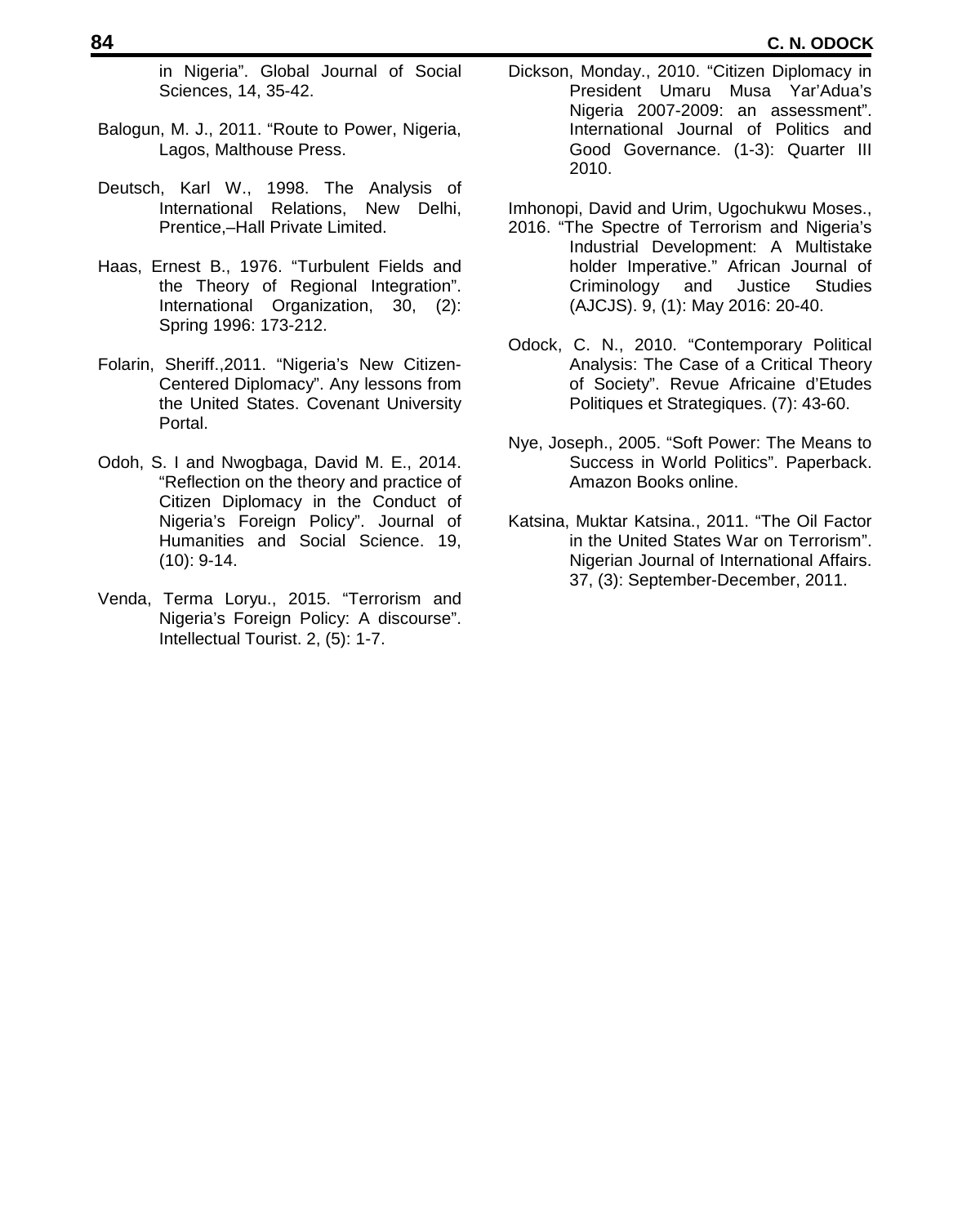in Nigeria". Global Journal of Social Sciences, 14, 35-42.

Balogun, M. J., 2011. "Route to Power, Nigeria, Lagos, Malthouse Press.

Deutsch, Karl W., 1998. The Analysis of International Relations, New Delhi, Prentice,–Hall Private Limited.

Haas, Ernest B., 1976. "Turbulent Fields and the Theory of Regional Integration". International Organization, 30, (2): Spring 1996: 173-212.

Folarin, Sheriff.,2011. "Nigeria's New Citizen-Centered Diplomacy". Any lessons from the United States. Covenant University Portal.

Odoh, S. I and Nwogbaga, David M. E., 2014. "Reflection on the theory and practice of Citizen Diplomacy in the Conduct of Nigeria's Foreign Policy". Journal of Humanities and Social Science. 19, (10): 9-14.

Venda, Terma Loryu., 2015. "Terrorism and Nigeria's Foreign Policy: A discourse". Intellectual Tourist. 2, (5): 1-7.

Dickson, Monday., 2010. "Citizen Diplomacy in President Umaru Musa Yar'Adua's Nigeria 2007-2009: an assessment". International Journal of Politics and Good Governance. (1-3): Quarter III 2010.

Imhonopi, David and Urim, Ugochukwu Moses., 2016. "The Spectre of Terrorism and Nigeria's Industrial Development: A Multistake holder Imperative." African Journal of Criminology and Justice Studies (AJCJS). 9, (1): May 2016: 20-40.

Odock, C. N., 2010. "Contemporary Political Analysis: The Case of a Critical Theory of Society". Revue Africaine d'Etudes Politiques et Strategiques. (7): 43-60.

Nye, Joseph., 2005. "Soft Power: The Means to Success in World Politics". Paperback. Amazon Books online.

Katsina, Muktar Katsina., 2011. "The Oil Factor in the United States War on Terrorism". Nigerian Journal of International Affairs. 37, (3): September-December, 2011.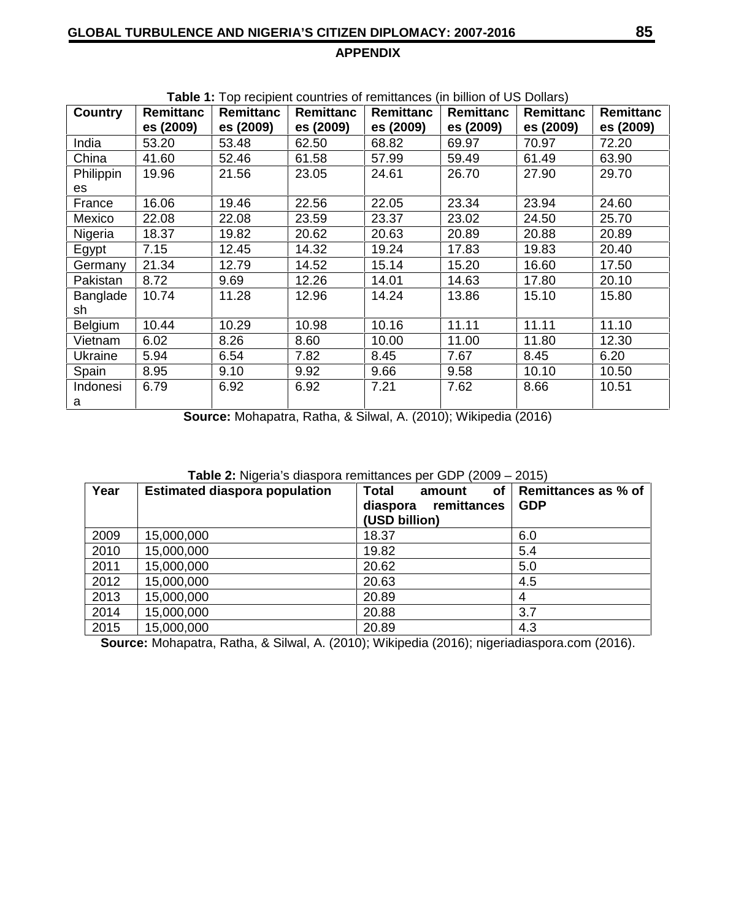## APPENDIX

**Table 1:** Top recipient countries of remittances (in billion of US Dollars)

| Country | Remittances (2009) | Remittances (2009) | Remittances (2009) | Remittances (2009) | Remittances (2009) | Remittances (2009) | Remittances (2009) |
|---|---|---|---|---|---|---|---|
| India | 53.20 | 53.48 | 62.50 | 68.82 | 69.97 | 70.97 | 72.20 |
| China | 41.60 | 52.46 | 61.58 | 57.99 | 59.49 | 61.49 | 63.90 |
| Philippines | 19.96 | 21.56 | 23.05 | 24.61 | 26.70 | 27.90 | 29.70 |
| France | 16.06 | 19.46 | 22.56 | 22.05 | 23.34 | 23.94 | 24.60 |
| Mexico | 22.08 | 22.08 | 23.59 | 23.37 | 23.02 | 24.50 | 25.70 |
| Nigeria | 18.37 | 19.82 | 20.62 | 20.63 | 20.89 | 20.88 | 20.89 |
| Egypt | 7.15 | 12.45 | 14.32 | 19.24 | 17.83 | 19.83 | 20.40 |
| Germany | 21.34 | 12.79 | 14.52 | 15.14 | 15.20 | 16.60 | 17.50 |
| Pakistan | 8.72 | 9.69 | 12.26 | 14.01 | 14.63 | 17.80 | 20.10 |
| Bangladesh | 10.74 | 11.28 | 12.96 | 14.24 | 13.86 | 15.10 | 15.80 |
| Belgium | 10.44 | 10.29 | 10.98 | 10.16 | 11.11 | 11.11 | 11.10 |
| Vietnam | 6.02 | 8.26 | 8.60 | 10.00 | 11.00 | 11.80 | 12.30 |
| Ukraine | 5.94 | 6.54 | 7.82 | 8.45 | 7.67 | 8.45 | 6.20 |
| Spain | 8.95 | 9.10 | 9.92 | 9.66 | 9.58 | 10.10 | 10.50 |
| Indonesia | 6.79 | 6.92 | 6.92 | 7.21 | 7.62 | 8.66 | 10.51 |

**Source:** Mohapatra, Ratha, & Silwal, A. (2010); Wikipedia (2016)

**Table 2:** Nigeria's diaspora remittances per GDP (2009 – 2015)

| Year | Estimated diaspora population | Total amount of diaspora remittances (USD billion) | Remittances as % of GDP |
|---|---|---|---|
| 2009 | 15,000,000 | 18.37 | 6.0 |
| 2010 | 15,000,000 | 19.82 | 5.4 |
| 2011 | 15,000,000 | 20.62 | 5.0 |
| 2012 | 15,000,000 | 20.63 | 4.5 |
| 2013 | 15,000,000 | 20.89 | 4 |
| 2014 | 15,000,000 | 20.88 | 3.7 |
| 2015 | 15,000,000 | 20.89 | 4.3 |

**Source:** Mohapatra, Ratha, & Silwal, A. (2010); Wikipedia (2016); nigeriadiaspora.com (2016).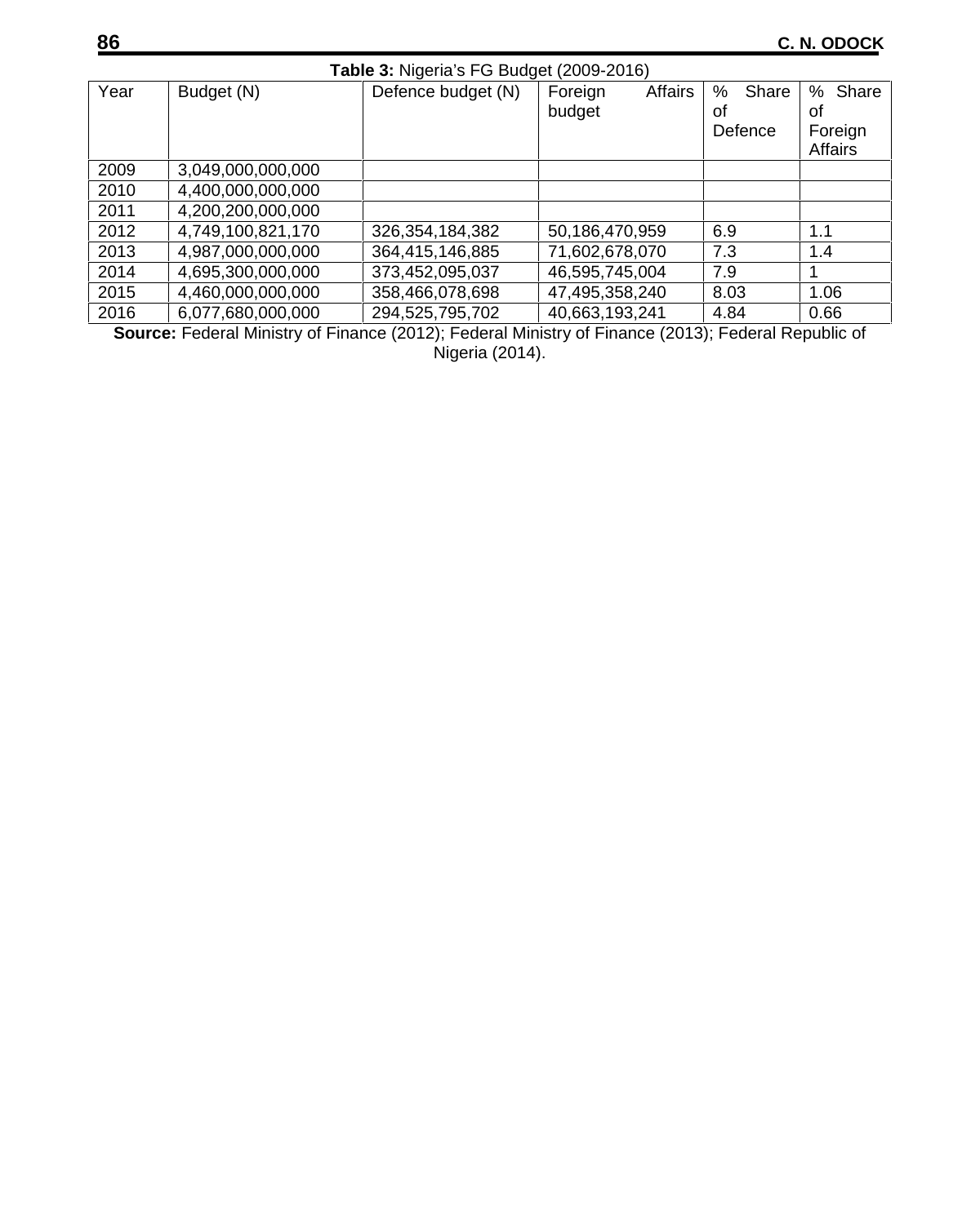**Table 3:** Nigeria's FG Budget (2009-2016)

| Year | Budget (N) | Defence budget (N) | Foreign Affairs budget | % Share of Defence | % Share of Foreign Affairs |
|---|---|---|---|---|---|
| 2009 | 3,049,000,000,000 | | | | |
| 2010 | 4,400,000,000,000 | | | | |
| 2011 | 4,200,200,000,000 | | | | |
| 2012 | 4,749,100,821,170 | 326,354,184,382 | 50,186,470,959 | 6.9 | 1.1 |
| 2013 | 4,987,000,000,000 | 364,415,146,885 | 71,602,678,070 | 7.3 | 1.4 |
| 2014 | 4,695,300,000,000 | 373,452,095,037 | 46,595,745,004 | 7.9 | 1 |
| 2015 | 4,460,000,000,000 | 358,466,078,698 | 47,495,358,240 | 8.03 | 1.06 |
| 2016 | 6,077,680,000,000 | 294,525,795,702 | 40,663,193,241 | 4.84 | 0.66 |

**Source:** Federal Ministry of Finance (2012); Federal Ministry of Finance (2013); Federal Republic of Nigeria (2014).